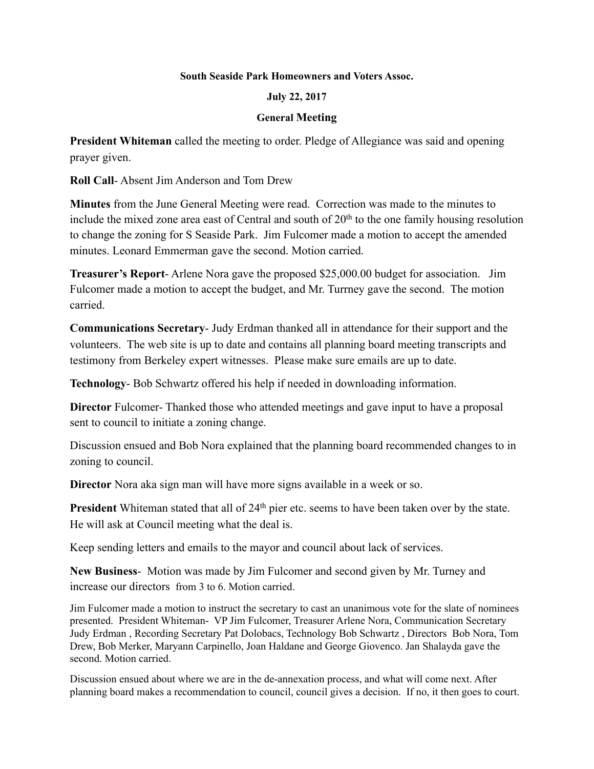**South Seaside Park Homeowners and Voters Assoc.**

**July 22, 2017**

**General Meeting**

**President Whiteman** called the meeting to order. Pledge of Allegiance was said and opening prayer given.

**Roll Call**- Absent Jim Anderson and Tom Drew

**Minutes** from the June General Meeting were read. Correction was made to the minutes to include the mixed zone area east of Central and south of 20th to the one family housing resolution to change the zoning for S Seaside Park. Jim Fulcomer made a motion to accept the amended minutes. Leonard Emmerman gave the second. Motion carried.

**Treasurer's Report**- Arlene Nora gave the proposed $25,000.00 budget for association. Jim Fulcomer made a motion to accept the budget, and Mr. Turrney gave the second. The motion carried.

**Communications Secretary**- Judy Erdman thanked all in attendance for their support and the volunteers. The web site is up to date and contains all planning board meeting transcripts and testimony from Berkeley expert witnesses. Please make sure emails are up to date.

**Technology**- Bob Schwartz offered his help if needed in downloading information.

**Director** Fulcomer- Thanked those who attended meetings and gave input to have a proposal sent to council to initiate a zoning change.

Discussion ensued and Bob Nora explained that the planning board recommended changes to in zoning to council.

**Director** Nora aka sign man will have more signs available in a week or so.

**President** Whiteman stated that all of 24th pier etc. seems to have been taken over by the state. He will ask at Council meeting what the deal is.

Keep sending letters and emails to the mayor and council about lack of services.

**New Business**- Motion was made by Jim Fulcomer and second given by Mr. Turney and increase our directors from 3 to 6. Motion carried.

Jim Fulcomer made a motion to instruct the secretary to cast an unanimous vote for the slate of nominees presented. President Whiteman- VP Jim Fulcomer, Treasurer Arlene Nora, Communication Secretary Judy Erdman , Recording Secretary Pat Dolobacs, Technology Bob Schwartz , Directors Bob Nora, Tom Drew, Bob Merker, Maryann Carpinello, Joan Haldane and George Giovenco. Jan Shalayda gave the second. Motion carried.

Discussion ensued about where we are in the de-annexation process, and what will come next. After planning board makes a recommendation to council, council gives a decision. If no, it then goes to court.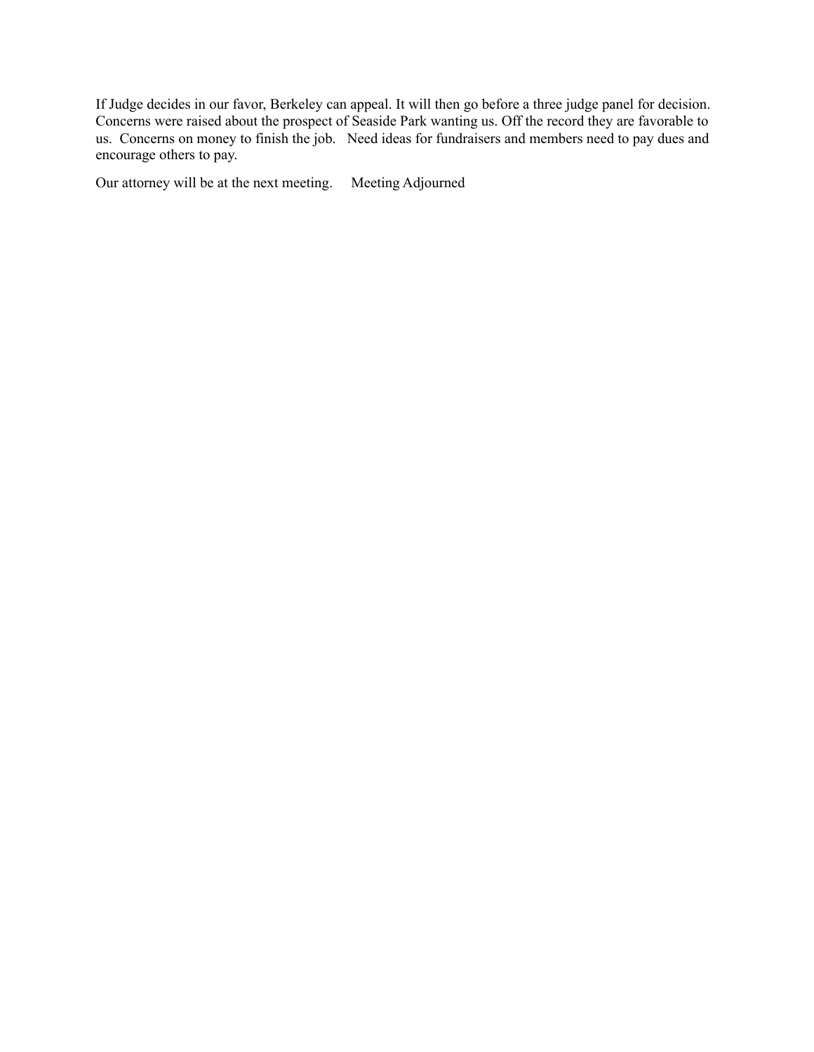If Judge decides in our favor, Berkeley can appeal. It will then go before a three judge panel for decision. Concerns were raised about the prospect of Seaside Park wanting us. Off the record they are favorable to us. Concerns on money to finish the job. Need ideas for fundraisers and members need to pay dues and encourage others to pay.

Our attorney will be at the next meeting. Meeting Adjourned